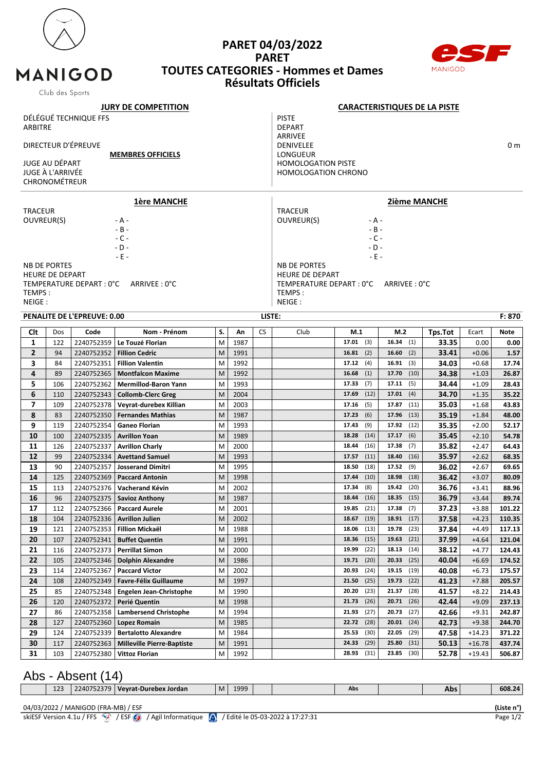MANIGOD

Club des Sports

# PARET 04/03/2022
# PARET
# TOUTES CATEGORIES - Hommes et Dames
# Résultats Officiels

MANIGOD

**JURY DE COMPETITION**

DÉLÉGUÉ TECHNIQUE FFS
ARBITRE

DIRECTEUR D'ÉPREUVE

**MEMBRES OFFICIELS**

JUGE AU DÉPART
JUGE À L'ARRIVÉE
CHRONOMÉTREUR

**CARACTERISTIQUES DE LA PISTE**

PISTE
DEPART
ARRIVEE
DENIVELEE 0 m
LONGUEUR
HOMOLOGATION PISTE
HOMOLOGATION CHRONO

**1ère MANCHE**

TRACEUR
OUVREUR(S) - A -
- B -
- C -
- D -
- E -

NB DE PORTES
HEURE DE DEPART
TEMPERATURE DEPART : 0°C ARRIVEE : 0°C
TEMPS :
NEIGE :

**2ième MANCHE**

TRACEUR
OUVREUR(S) - A -
- B -
- C -
- D -
- E -

NB DE PORTES
HEURE DE DEPART
TEMPERATURE DEPART : 0°C ARRIVEE : 0°C
TEMPS :
NEIGE :

**PENALITE DE L'EPREUVE: 0.00** **LISTE:** **F: 870**

| Clt | Dos | Code | Nom - Prénom | S. | An | CS | Club | M.1 | M.2 | Tps.Tot | Ecart | Note |
|---|---|---|---|---|---|---|---|---|---|---|---|---|
| 1 | 122 | 2240752359 | Le Touzé Florian | M | 1987 | | | 17.01 (3) | 16.34 (1) | 33.35 | 0.00 | 0.00 |
| 2 | 94 | 2240752352 | Fillion Cedric | M | 1991 | | | 16.81 (2) | 16.60 (2) | 33.41 | +0.06 | 1.57 |
| 3 | 84 | 2240752351 | Fillion Valentin | M | 1992 | | | 17.12 (4) | 16.91 (3) | 34.03 | +0.68 | 17.74 |
| 4 | 89 | 2240752365 | Montfalcon Maxime | M | 1992 | | | 16.68 (1) | 17.70 (10) | 34.38 | +1.03 | 26.87 |
| 5 | 106 | 2240752362 | Mermillod-Baron Yann | M | 1993 | | | 17.33 (7) | 17.11 (5) | 34.44 | +1.09 | 28.43 |
| 6 | 110 | 2240752343 | Collomb-Clerc Greg | M | 2004 | | | 17.69 (12) | 17.01 (4) | 34.70 | +1.35 | 35.22 |
| 7 | 109 | 2240752378 | Veyrat-durebex Killian | M | 2003 | | | 17.16 (5) | 17.87 (11) | 35.03 | +1.68 | 43.83 |
| 8 | 83 | 2240752350 | Fernandes Mathias | M | 1987 | | | 17.23 (6) | 17.96 (13) | 35.19 | +1.84 | 48.00 |
| 9 | 119 | 2240752354 | Ganeo Florian | M | 1993 | | | 17.43 (9) | 17.92 (12) | 35.35 | +2.00 | 52.17 |
| 10 | 100 | 2240752335 | Avrillon Yoan | M | 1989 | | | 18.28 (14) | 17.17 (6) | 35.45 | +2.10 | 54.78 |
| 11 | 126 | 2240752337 | Avrillon Charly | M | 2000 | | | 18.44 (16) | 17.38 (7) | 35.82 | +2.47 | 64.43 |
| 12 | 99 | 2240752334 | Avettand Samuel | M | 1993 | | | 17.57 (11) | 18.40 (16) | 35.97 | +2.62 | 68.35 |
| 13 | 90 | 2240752357 | Josserand Dimitri | M | 1995 | | | 18.50 (18) | 17.52 (9) | 36.02 | +2.67 | 69.65 |
| 14 | 125 | 2240752369 | Paccard Antonin | M | 1998 | | | 17.44 (10) | 18.98 (18) | 36.42 | +3.07 | 80.09 |
| 15 | 113 | 2240752376 | Vacherand Kévin | M | 2002 | | | 17.34 (8) | 19.42 (20) | 36.76 | +3.41 | 88.96 |
| 16 | 96 | 2240752375 | Savioz Anthony | M | 1987 | | | 18.44 (16) | 18.35 (15) | 36.79 | +3.44 | 89.74 |
| 17 | 112 | 2240752366 | Paccard Aurele | M | 2001 | | | 19.85 (21) | 17.38 (7) | 37.23 | +3.88 | 101.22 |
| 18 | 104 | 2240752336 | Avrillon Julien | M | 2002 | | | 18.67 (19) | 18.91 (17) | 37.58 | +4.23 | 110.35 |
| 19 | 121 | 2240752353 | Fillion Mickaël | M | 1988 | | | 18.06 (13) | 19.78 (23) | 37.84 | +4.49 | 117.13 |
| 20 | 107 | 2240752341 | Buffet Quentin | M | 1991 | | | 18.36 (15) | 19.63 (21) | 37.99 | +4.64 | 121.04 |
| 21 | 116 | 2240752373 | Perrillat Simon | M | 2000 | | | 19.99 (22) | 18.13 (14) | 38.12 | +4.77 | 124.43 |
| 22 | 105 | 2240752346 | Dolphin Alexandre | M | 1986 | | | 19.71 (20) | 20.33 (25) | 40.04 | +6.69 | 174.52 |
| 23 | 114 | 2240752367 | Paccard Victor | M | 2002 | | | 20.93 (24) | 19.15 (19) | 40.08 | +6.73 | 175.57 |
| 24 | 108 | 2240752349 | Favre-Félix Guillaume | M | 1997 | | | 21.50 (25) | 19.73 (22) | 41.23 | +7.88 | 205.57 |
| 25 | 85 | 2240752348 | Engelen Jean-Christophe | M | 1990 | | | 20.20 (23) | 21.37 (28) | 41.57 | +8.22 | 214.43 |
| 26 | 120 | 2240752372 | Perié Quentin | M | 1998 | | | 21.73 (26) | 20.71 (26) | 42.44 | +9.09 | 237.13 |
| 27 | 86 | 2240752358 | Lambersend Christophe | M | 1994 | | | 21.93 (27) | 20.73 (27) | 42.66 | +9.31 | 242.87 |
| 28 | 127 | 2240752360 | Lopez Romain | M | 1985 | | | 22.72 (28) | 20.01 (24) | 42.73 | +9.38 | 244.70 |
| 29 | 124 | 2240752339 | Bertalotto Alexandre | M | 1984 | | | 25.53 (30) | 22.05 (29) | 47.58 | +14.23 | 371.22 |
| 30 | 117 | 2240752363 | Milleville Pierre-Baptiste | M | 1991 | | | 24.33 (29) | 25.80 (31) | 50.13 | +16.78 | 437.74 |
| 31 | 103 | 2240752380 | Vittoz Florian | M | 1992 | | | 28.93 (31) | 23.85 (30) | 52.78 | +19.43 | 506.87 |

## Abs - Absent (14)

| Clt | Dos | Code | Nom - Prénom | S. | An | CS | Club | M.1 | M.2 | Tps.Tot | Ecart | Note |
|---|---|---|---|---|---|---|---|---|---|---|---|---|
| | 123 | 2240752379 | Veyrat-Durebex Jordan | M | 1999 | | | Abs | | Abs | | 608.24 |

04/03/2022 / MANIGOD (FRA-MB) / ESF (Liste n°)
skiESF Version 4.1u / FFS / ESF / Agil Informatique / Edité le 05-03-2022 à 17:27:31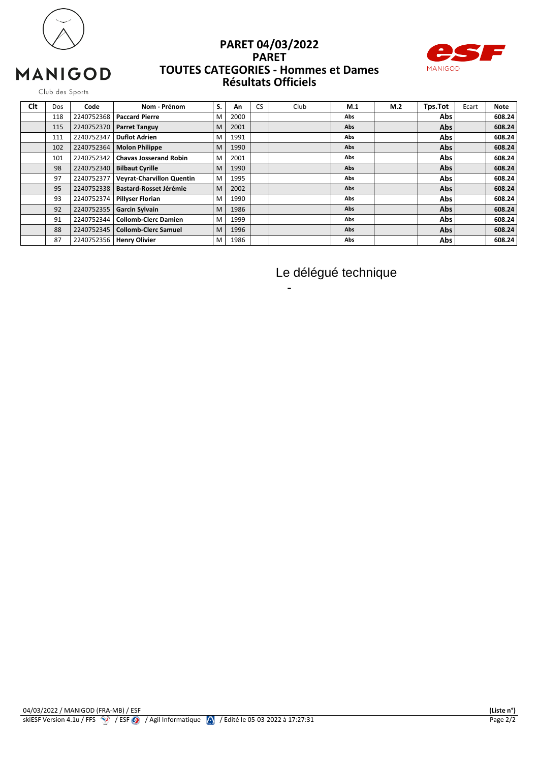MANIGOD

Club des Sports

# PARET 04/03/2022
## PARET
## TOUTES CATEGORIES - Hommes et Dames
## Résultats Officiels

| Clt | Dos | Code | Nom - Prénom | S. | An | CS | Club | M.1 | M.2 | Tps.Tot | Ecart | Note |
|---|---|---|---|---|---|---|---|---|---|---|---|---|
| | 118 | 2240752368 | **Paccard Pierre** | M | 2000 | | | Abs | | Abs | | 608.24 |
| | 115 | 2240752370 | **Parret Tanguy** | M | 2001 | | | Abs | | Abs | | 608.24 |
| | 111 | 2240752347 | **Duflot Adrien** | M | 1991 | | | Abs | | Abs | | 608.24 |
| | 102 | 2240752364 | **Molon Philippe** | M | 1990 | | | Abs | | Abs | | 608.24 |
| | 101 | 2240752342 | **Chavas Josserand Robin** | M | 2001 | | | Abs | | Abs | | 608.24 |
| | 98 | 2240752340 | **Bilbaut Cyrille** | M | 1990 | | | Abs | | Abs | | 608.24 |
| | 97 | 2240752377 | **Veyrat-Charvillon Quentin** | M | 1995 | | | Abs | | Abs | | 608.24 |
| | 95 | 2240752338 | **Bastard-Rosset Jérémie** | M | 2002 | | | Abs | | Abs | | 608.24 |
| | 93 | 2240752374 | **Pillyser Florian** | M | 1990 | | | Abs | | Abs | | 608.24 |
| | 92 | 2240752355 | **Garcin Sylvain** | M | 1986 | | | Abs | | Abs | | 608.24 |
| | 91 | 2240752344 | **Collomb-Clerc Damien** | M | 1999 | | | Abs | | Abs | | 608.24 |
| | 88 | 2240752345 | **Collomb-Clerc Samuel** | M | 1996 | | | Abs | | Abs | | 608.24 |
| | 87 | 2240752356 | **Henry Olivier** | M | 1986 | | | Abs | | Abs | | 608.24 |

Le délégué technique

-

04/03/2022 / MANIGOD (FRA-MB) / ESF **(Liste n°)**

skiESF Version 4.1u / FFS / ESF / Agil Informatique / Edité le 05-03-2022 à 17:27:31